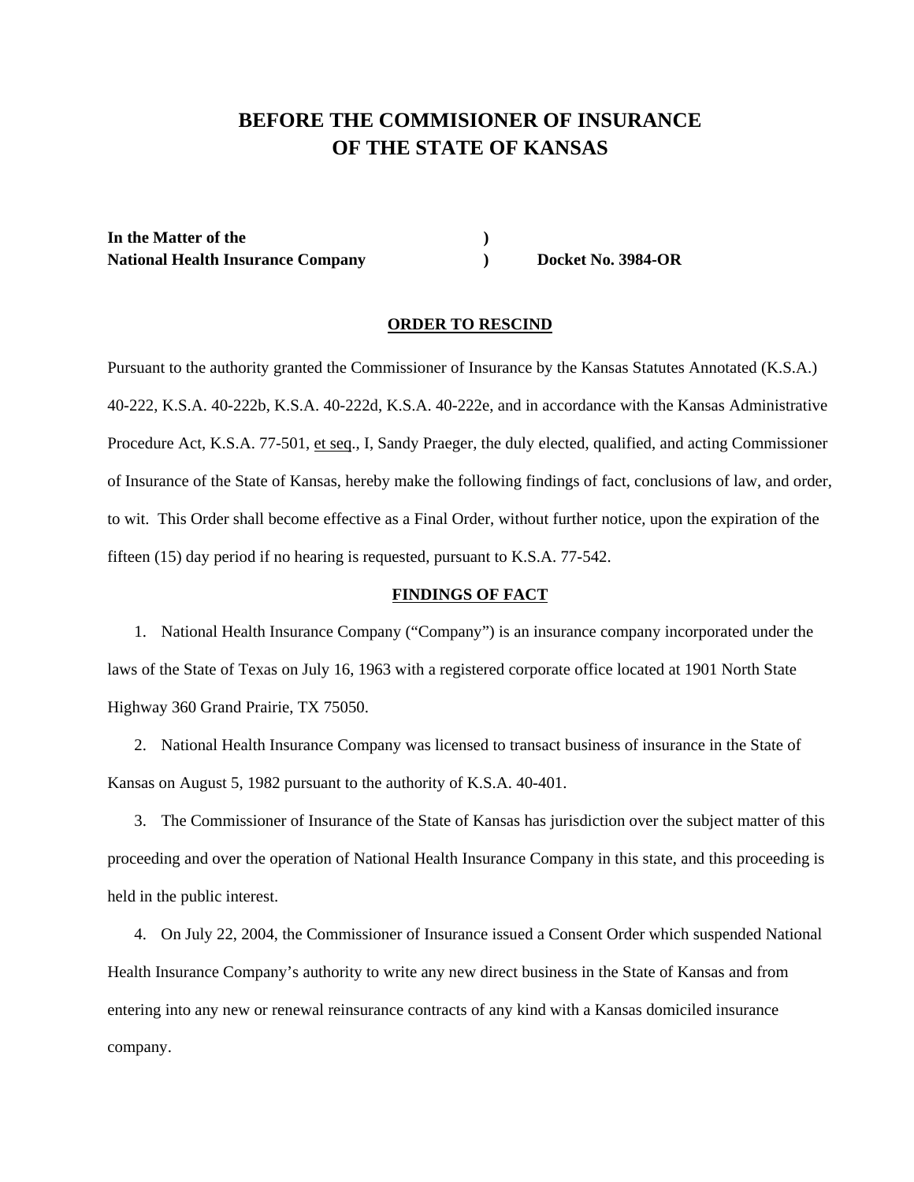# BEFORE THE COMMISIONER OF INSURANCE
# OF THE STATE OF KANSAS

| | | |
|---|---|---|
| **In the Matter of the** | **)** | |
| **National Health Insurance Company** | **)** | **Docket No. 3984-OR** |

## ORDER TO RESCIND

Pursuant to the authority granted the Commissioner of Insurance by the Kansas Statutes Annotated (K.S.A.) 40-222, K.S.A. 40-222b, K.S.A. 40-222d, K.S.A. 40-222e, and in accordance with the Kansas Administrative Procedure Act, K.S.A. 77-501, et seq., I, Sandy Praeger, the duly elected, qualified, and acting Commissioner of Insurance of the State of Kansas, hereby make the following findings of fact, conclusions of law, and order, to wit. This Order shall become effective as a Final Order, without further notice, upon the expiration of the fifteen (15) day period if no hearing is requested, pursuant to K.S.A. 77-542.

## FINDINGS OF FACT

1. National Health Insurance Company ("Company") is an insurance company incorporated under the laws of the State of Texas on July 16, 1963 with a registered corporate office located at 1901 North State Highway 360 Grand Prairie, TX 75050.

2. National Health Insurance Company was licensed to transact business of insurance in the State of Kansas on August 5, 1982 pursuant to the authority of K.S.A. 40-401.

3. The Commissioner of Insurance of the State of Kansas has jurisdiction over the subject matter of this proceeding and over the operation of National Health Insurance Company in this state, and this proceeding is held in the public interest.

4. On July 22, 2004, the Commissioner of Insurance issued a Consent Order which suspended National Health Insurance Company's authority to write any new direct business in the State of Kansas and from entering into any new or renewal reinsurance contracts of any kind with a Kansas domiciled insurance company.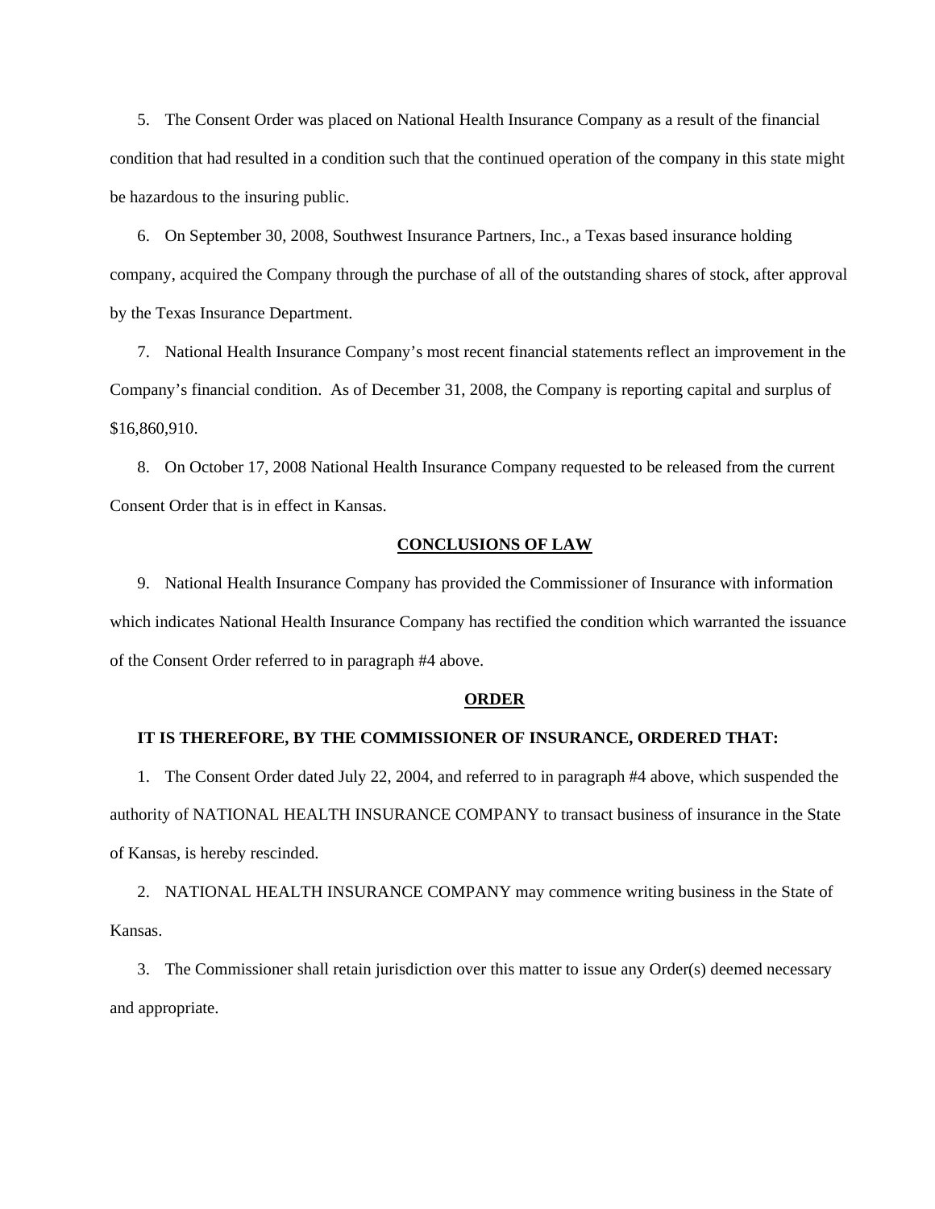5. The Consent Order was placed on National Health Insurance Company as a result of the financial condition that had resulted in a condition such that the continued operation of the company in this state might be hazardous to the insuring public.

6. On September 30, 2008, Southwest Insurance Partners, Inc., a Texas based insurance holding company, acquired the Company through the purchase of all of the outstanding shares of stock, after approval by the Texas Insurance Department.

7. National Health Insurance Company's most recent financial statements reflect an improvement in the Company's financial condition. As of December 31, 2008, the Company is reporting capital and surplus of $16,860,910.

8. On October 17, 2008 National Health Insurance Company requested to be released from the current Consent Order that is in effect in Kansas.

## CONCLUSIONS OF LAW

9. National Health Insurance Company has provided the Commissioner of Insurance with information which indicates National Health Insurance Company has rectified the condition which warranted the issuance of the Consent Order referred to in paragraph #4 above.

## ORDER

**IT IS THEREFORE, BY THE COMMISSIONER OF INSURANCE, ORDERED THAT:**

1. The Consent Order dated July 22, 2004, and referred to in paragraph #4 above, which suspended the authority of NATIONAL HEALTH INSURANCE COMPANY to transact business of insurance in the State of Kansas, is hereby rescinded.

2. NATIONAL HEALTH INSURANCE COMPANY may commence writing business in the State of Kansas.

3. The Commissioner shall retain jurisdiction over this matter to issue any Order(s) deemed necessary and appropriate.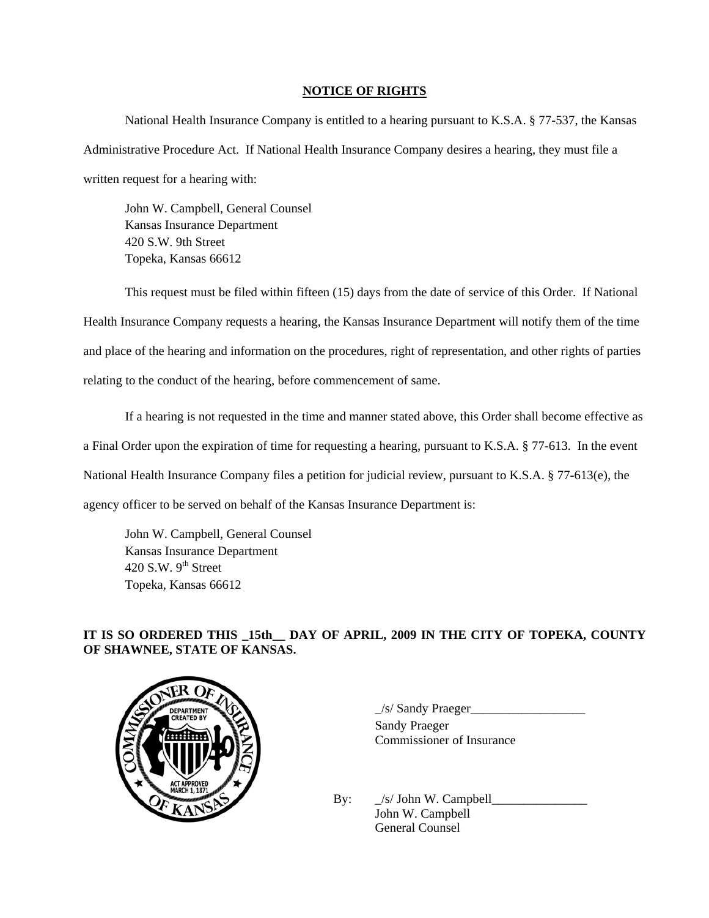**NOTICE OF RIGHTS**

National Health Insurance Company is entitled to a hearing pursuant to K.S.A. § 77-537, the Kansas Administrative Procedure Act. If National Health Insurance Company desires a hearing, they must file a written request for a hearing with:

John W. Campbell, General Counsel
Kansas Insurance Department
420 S.W. 9th Street
Topeka, Kansas 66612

This request must be filed within fifteen (15) days from the date of service of this Order. If National Health Insurance Company requests a hearing, the Kansas Insurance Department will notify them of the time and place of the hearing and information on the procedures, right of representation, and other rights of parties relating to the conduct of the hearing, before commencement of same.

If a hearing is not requested in the time and manner stated above, this Order shall become effective as a Final Order upon the expiration of time for requesting a hearing, pursuant to K.S.A. § 77-613. In the event National Health Insurance Company files a petition for judicial review, pursuant to K.S.A. § 77-613(e), the agency officer to be served on behalf of the Kansas Insurance Department is:

John W. Campbell, General Counsel
Kansas Insurance Department
420 S.W. 9th Street
Topeka, Kansas 66612

**IT IS SO ORDERED THIS _15th__ DAY OF APRIL, 2009 IN THE CITY OF TOPEKA, COUNTY OF SHAWNEE, STATE OF KANSAS.**

_/s/ Sandy Praeger__________________
Sandy Praeger
Commissioner of Insurance

By: _/s/ John W. Campbell_______________
John W. Campbell
General Counsel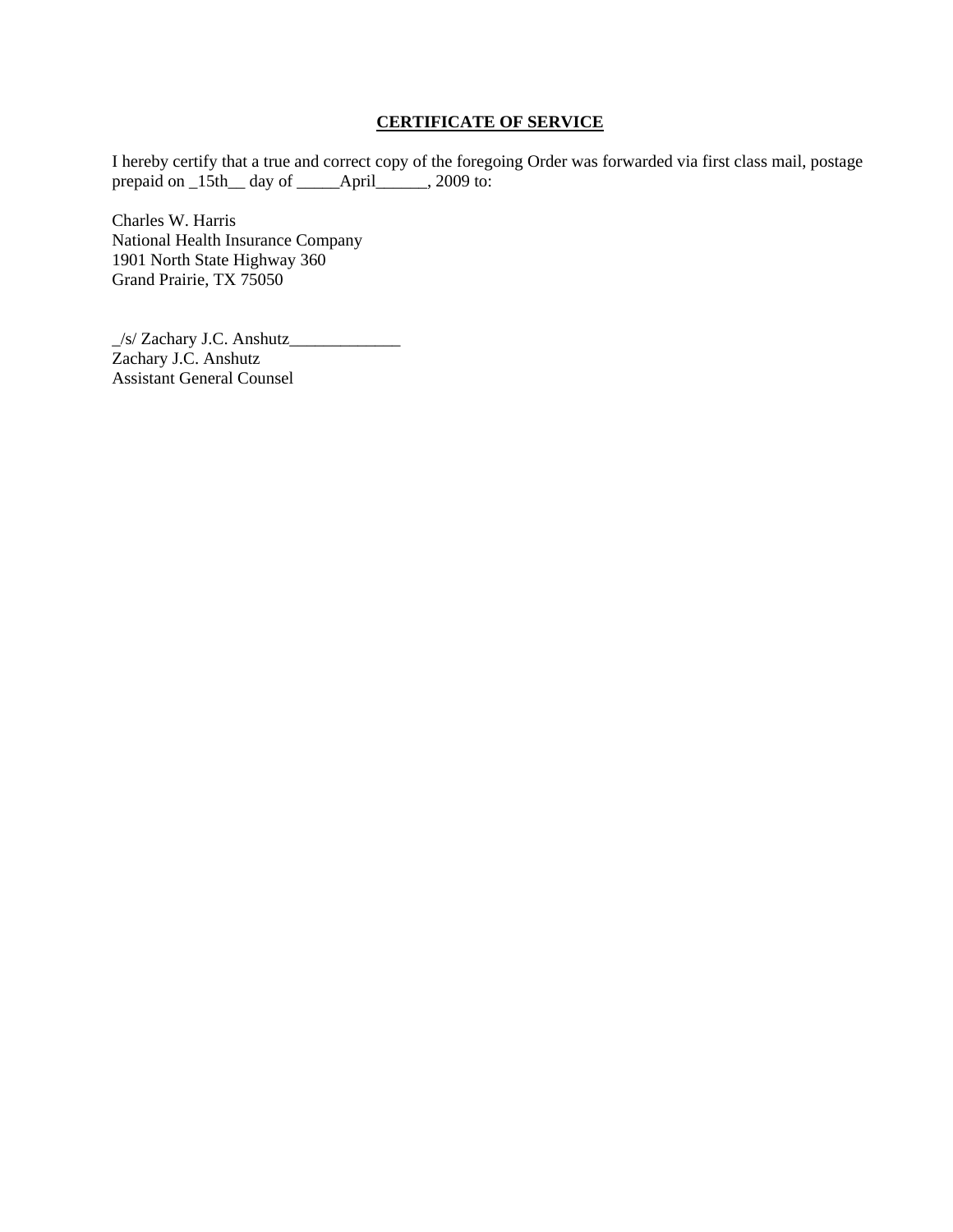**CERTIFICATE OF SERVICE**

I hereby certify that a true and correct copy of the foregoing Order was forwarded via first class mail, postage prepaid on _15th__ day of _____April______, 2009 to:

Charles W. Harris  
National Health Insurance Company  
1901 North State Highway 360  
Grand Prairie, TX 75050

_/s/ Zachary J.C. Anshutz_____________  
Zachary J.C. Anshutz  
Assistant General Counsel